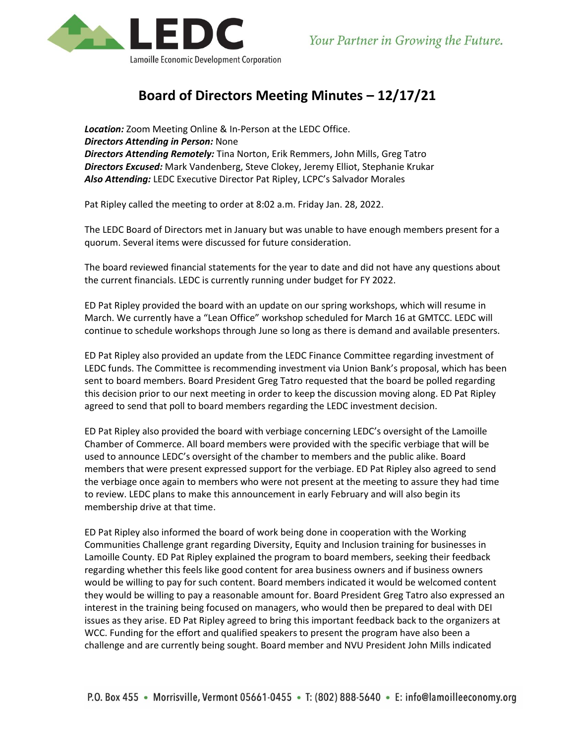# Board of Directors Meeting Minutes – 12/17/21

***Location:*** Zoom Meeting Online & In-Person at the LEDC Office.
***Directors Attending in Person:*** None
***Directors Attending Remotely:*** Tina Norton, Erik Remmers, John Mills, Greg Tatro
***Directors Excused:*** Mark Vandenberg, Steve Clokey, Jeremy Elliot, Stephanie Krukar
***Also Attending:*** LEDC Executive Director Pat Ripley, LCPC's Salvador Morales

Pat Ripley called the meeting to order at 8:02 a.m. Friday Jan. 28, 2022.

The LEDC Board of Directors met in January but was unable to have enough members present for a quorum. Several items were discussed for future consideration.

The board reviewed financial statements for the year to date and did not have any questions about the current financials. LEDC is currently running under budget for FY 2022.

ED Pat Ripley provided the board with an update on our spring workshops, which will resume in March. We currently have a "Lean Office" workshop scheduled for March 16 at GMTCC. LEDC will continue to schedule workshops through June so long as there is demand and available presenters.

ED Pat Ripley also provided an update from the LEDC Finance Committee regarding investment of LEDC funds. The Committee is recommending investment via Union Bank's proposal, which has been sent to board members. Board President Greg Tatro requested that the board be polled regarding this decision prior to our next meeting in order to keep the discussion moving along. ED Pat Ripley agreed to send that poll to board members regarding the LEDC investment decision.

ED Pat Ripley also provided the board with verbiage concerning LEDC's oversight of the Lamoille Chamber of Commerce. All board members were provided with the specific verbiage that will be used to announce LEDC's oversight of the chamber to members and the public alike. Board members that were present expressed support for the verbiage. ED Pat Ripley also agreed to send the verbiage once again to members who were not present at the meeting to assure they had time to review. LEDC plans to make this announcement in early February and will also begin its membership drive at that time.

ED Pat Ripley also informed the board of work being done in cooperation with the Working Communities Challenge grant regarding Diversity, Equity and Inclusion training for businesses in Lamoille County. ED Pat Ripley explained the program to board members, seeking their feedback regarding whether this feels like good content for area business owners and if business owners would be willing to pay for such content. Board members indicated it would be welcomed content they would be willing to pay a reasonable amount for. Board President Greg Tatro also expressed an interest in the training being focused on managers, who would then be prepared to deal with DEI issues as they arise. ED Pat Ripley agreed to bring this important feedback back to the organizers at WCC. Funding for the effort and qualified speakers to present the program have also been a challenge and are currently being sought. Board member and NVU President John Mills indicated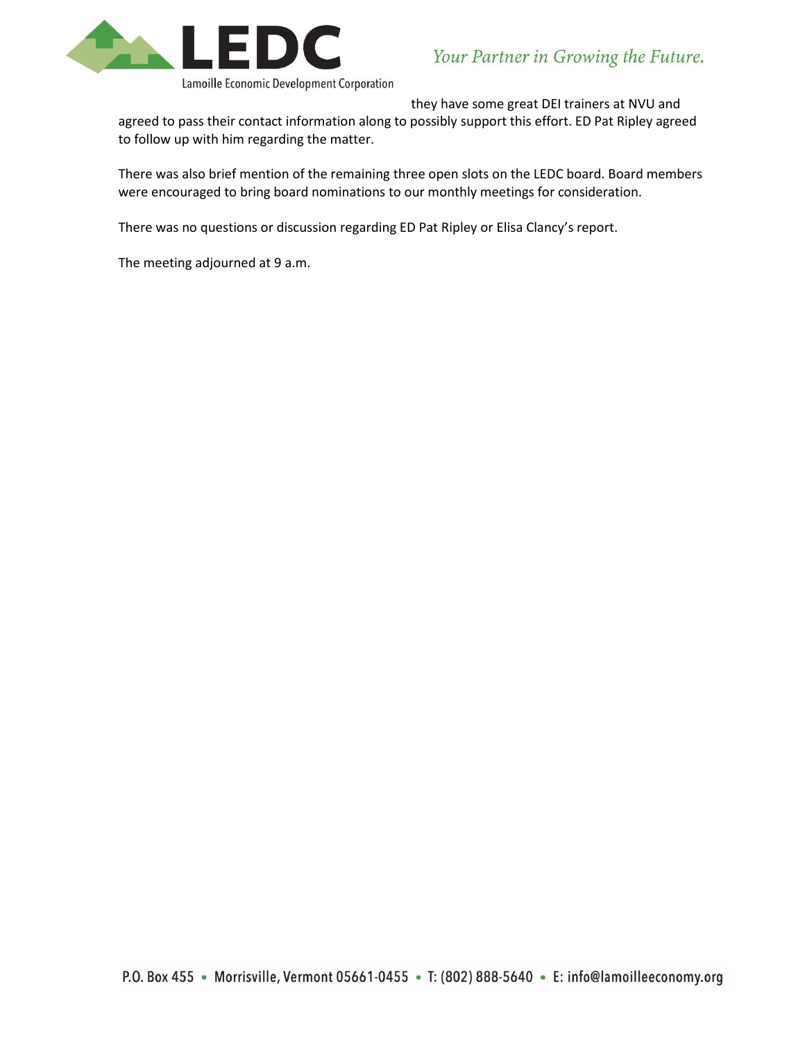they have some great DEI trainers at NVU and agreed to pass their contact information along to possibly support this effort. ED Pat Ripley agreed to follow up with him regarding the matter.

There was also brief mention of the remaining three open slots on the LEDC board. Board members were encouraged to bring board nominations to our monthly meetings for consideration.

There was no questions or discussion regarding ED Pat Ripley or Elisa Clancy's report.

The meeting adjourned at 9 a.m.